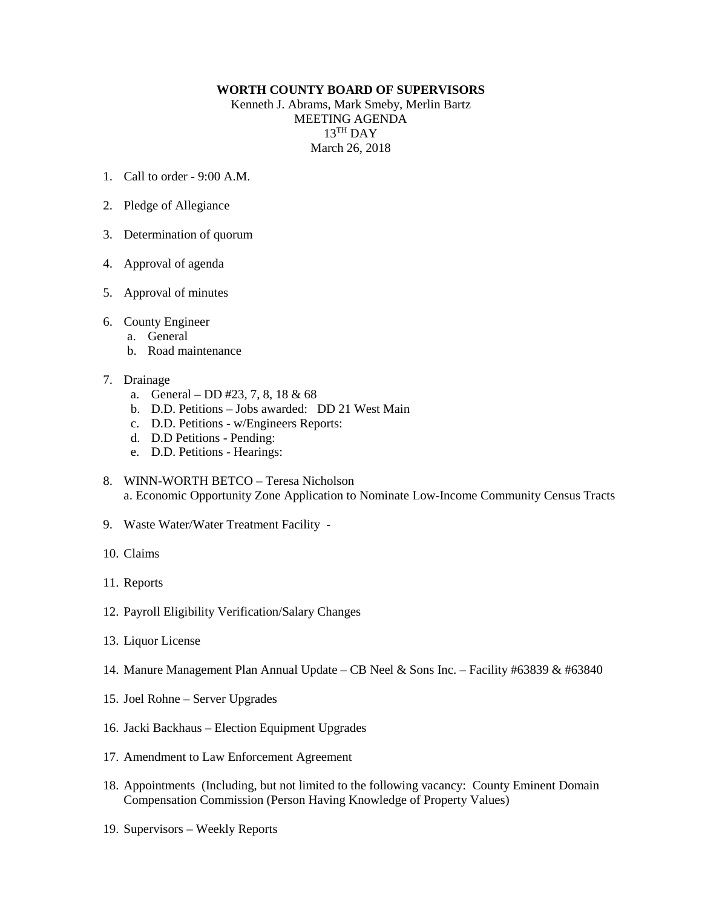**WORTH COUNTY BOARD OF SUPERVISORS**

Kenneth J. Abrams, Mark Smeby, Merlin Bartz
MEETING AGENDA
13$^{TH}$ DAY
March 26, 2018

1. Call to order - 9:00 A.M.

2. Pledge of Allegiance

3. Determination of quorum

4. Approval of agenda

5. Approval of minutes

6. County Engineer
   a. General
   b. Road maintenance

7. Drainage
   a. General – DD #23, 7, 8, 18 & 68
   b. D.D. Petitions – Jobs awarded: DD 21 West Main
   c. D.D. Petitions - w/Engineers Reports:
   d. D.D Petitions - Pending:
   e. D.D. Petitions - Hearings:

8. WINN-WORTH BETCO – Teresa Nicholson
   a. Economic Opportunity Zone Application to Nominate Low-Income Community Census Tracts

9. Waste Water/Water Treatment Facility -

10. Claims

11. Reports

12. Payroll Eligibility Verification/Salary Changes

13. Liquor License

14. Manure Management Plan Annual Update – CB Neel & Sons Inc. – Facility #63839 & #63840

15. Joel Rohne – Server Upgrades

16. Jacki Backhaus – Election Equipment Upgrades

17. Amendment to Law Enforcement Agreement

18. Appointments (Including, but not limited to the following vacancy: County Eminent Domain Compensation Commission (Person Having Knowledge of Property Values)

19. Supervisors – Weekly Reports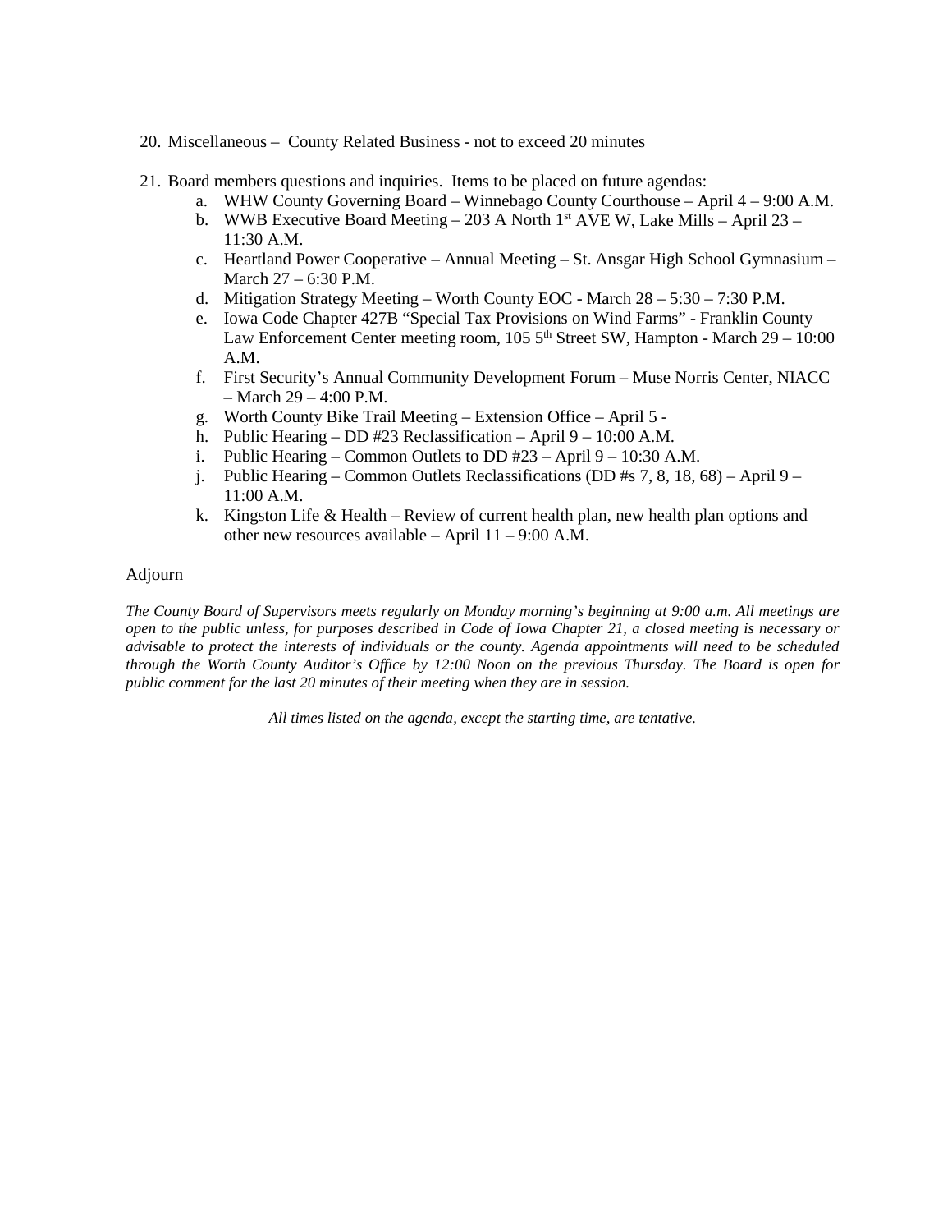20. Miscellaneous – County Related Business - not to exceed 20 minutes

21. Board members questions and inquiries. Items to be placed on future agendas:
    a. WHW County Governing Board – Winnebago County Courthouse – April 4 – 9:00 A.M.
    b. WWB Executive Board Meeting – 203 A North 1st AVE W, Lake Mills – April 23 – 11:30 A.M.
    c. Heartland Power Cooperative – Annual Meeting – St. Ansgar High School Gymnasium – March 27 – 6:30 P.M.
    d. Mitigation Strategy Meeting – Worth County EOC - March 28 – 5:30 – 7:30 P.M.
    e. Iowa Code Chapter 427B "Special Tax Provisions on Wind Farms" - Franklin County Law Enforcement Center meeting room, 105 5th Street SW, Hampton - March 29 – 10:00 A.M.
    f. First Security's Annual Community Development Forum – Muse Norris Center, NIACC – March 29 – 4:00 P.M.
    g. Worth County Bike Trail Meeting – Extension Office – April 5 -
    h. Public Hearing – DD #23 Reclassification – April 9 – 10:00 A.M.
    i. Public Hearing – Common Outlets to DD #23 – April 9 – 10:30 A.M.
    j. Public Hearing – Common Outlets Reclassifications (DD #s 7, 8, 18, 68) – April 9 – 11:00 A.M.
    k. Kingston Life & Health – Review of current health plan, new health plan options and other new resources available – April 11 – 9:00 A.M.

Adjourn

*The County Board of Supervisors meets regularly on Monday morning's beginning at 9:00 a.m. All meetings are open to the public unless, for purposes described in Code of Iowa Chapter 21, a closed meeting is necessary or advisable to protect the interests of individuals or the county. Agenda appointments will need to be scheduled through the Worth County Auditor's Office by 12:00 Noon on the previous Thursday. The Board is open for public comment for the last 20 minutes of their meeting when they are in session.*

*All times listed on the agenda, except the starting time, are tentative.*